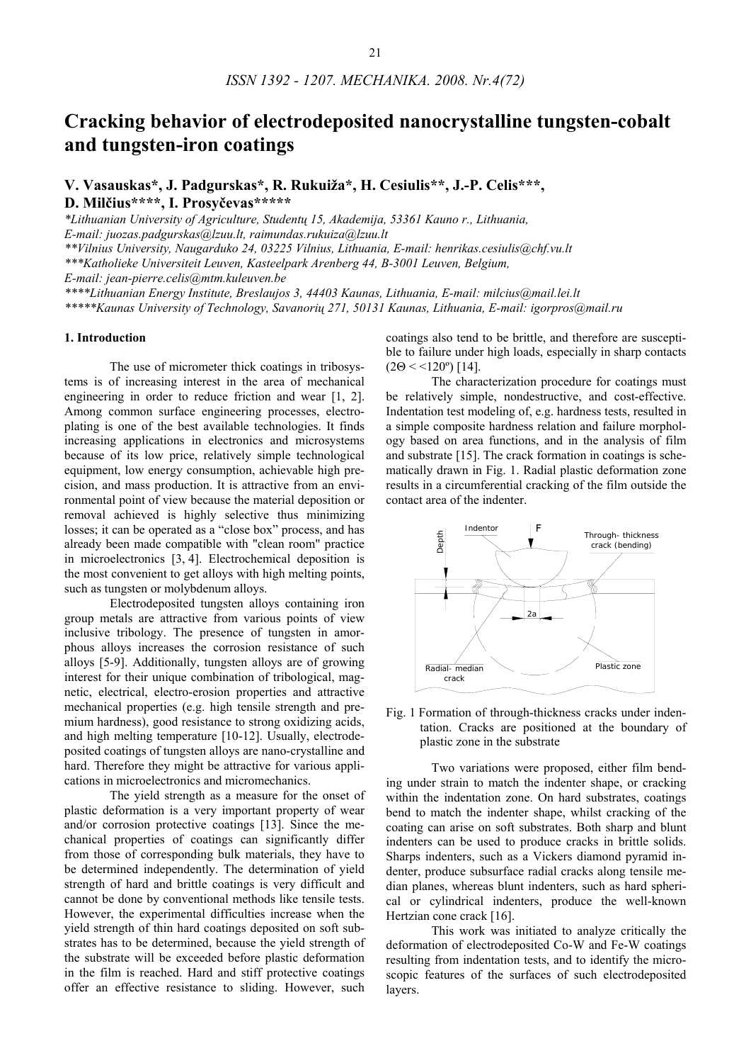# Cracking behavior of electrodeposited nanocrystalline tungsten-cobalt and tungsten-iron coatings

**V. Vasauskas\*, J. Padgurskas\*, R. Rukuiža\*, H. Cesiulis\*\*, J.-P. Celis\*\*\*, D. Milčius\*\*\*\*, I. Prosyčevas\*\*\*\*\***

*\*Lithuanian University of Agriculture, Studentų 15, Akademija, 53361 Kauno r., Lithuania, E-mail: juozas.padgurskas@lzuu.lt, raimundas.rukuiza@lzuu.lt*

*\*\*Vilnius University, Naugarduko 24, 03225 Vilnius, Lithuania, E-mail: henrikas.cesiulis@chf.vu.lt*

*\*\*\*Katholieke Universiteit Leuven, Kasteelpark Arenberg 44, B-3001 Leuven, Belgium, E-mail: jean-pierre.celis@mtm.kuleuven.be*

*\*\*\*\*Lithuanian Energy Institute, Breslaujos 3, 44403 Kaunas, Lithuania, E-mail: milcius@mail.lei.lt*

*\*\*\*\*\*Kaunas University of Technology, Savanorių 271, 50131 Kaunas, Lithuania, E-mail: igorpros@mail.ru*

## 1. Introduction

The use of micrometer thick coatings in tribosystems is of increasing interest in the area of mechanical engineering in order to reduce friction and wear [1, 2]. Among common surface engineering processes, electroplating is one of the best available technologies. It finds increasing applications in electronics and microsystems because of its low price, relatively simple technological equipment, low energy consumption, achievable high precision, and mass production. It is attractive from an environmental point of view because the material deposition or removal achieved is highly selective thus minimizing losses; it can be operated as a "close box" process, and has already been made compatible with "clean room" practice in microelectronics [3, 4]. Electrochemical deposition is the most convenient to get alloys with high melting points, such as tungsten or molybdenum alloys.

Electrodeposited tungsten alloys containing iron group metals are attractive from various points of view inclusive tribology. The presence of tungsten in amorphous alloys increases the corrosion resistance of such alloys [5-9]. Additionally, tungsten alloys are of growing interest for their unique combination of tribological, magnetic, electrical, electro-erosion properties and attractive mechanical properties (e.g. high tensile strength and premium hardness), good resistance to strong oxidizing acids, and high melting temperature [10-12]. Usually, electrodeposited coatings of tungsten alloys are nano-crystalline and hard. Therefore they might be attractive for various applications in microelectronics and micromechanics.

The yield strength as a measure for the onset of plastic deformation is a very important property of wear and/or corrosion protective coatings [13]. Since the mechanical properties of coatings can significantly differ from those of corresponding bulk materials, they have to be determined independently. The determination of yield strength of hard and brittle coatings is very difficult and cannot be done by conventional methods like tensile tests. However, the experimental difficulties increase when the yield strength of thin hard coatings deposited on soft substrates has to be determined, because the yield strength of the substrate will be exceeded before plastic deformation in the film is reached. Hard and stiff protective coatings offer an effective resistance to sliding. However, such coatings also tend to be brittle, and therefore are susceptible to failure under high loads, especially in sharp contacts ($2\Theta < <120°$) [14].

The characterization procedure for coatings must be relatively simple, nondestructive, and cost-effective. Indentation test modeling of, e.g. hardness tests, resulted in a simple composite hardness relation and failure morphology based on area functions, and in the analysis of film and substrate [15]. The crack formation in coatings is schematically drawn in Fig. 1. Radial plastic deformation zone results in a circumferential cracking of the film outside the contact area of the indenter.

Fig. 1 Formation of through-thickness cracks under indentation. Cracks are positioned at the boundary of plastic zone in the substrate

Two variations were proposed, either film bending under strain to match the indenter shape, or cracking within the indentation zone. On hard substrates, coatings bend to match the indenter shape, whilst cracking of the coating can arise on soft substrates. Both sharp and blunt indenters can be used to produce cracks in brittle solids. Sharps indenters, such as a Vickers diamond pyramid indenter, produce subsurface radial cracks along tensile median planes, whereas blunt indenters, such as hard spherical or cylindrical indenters, produce the well-known Hertzian cone crack [16].

This work was initiated to analyze critically the deformation of electrodeposited Co-W and Fe-W coatings resulting from indentation tests, and to identify the microscopic features of the surfaces of such electrodeposited layers.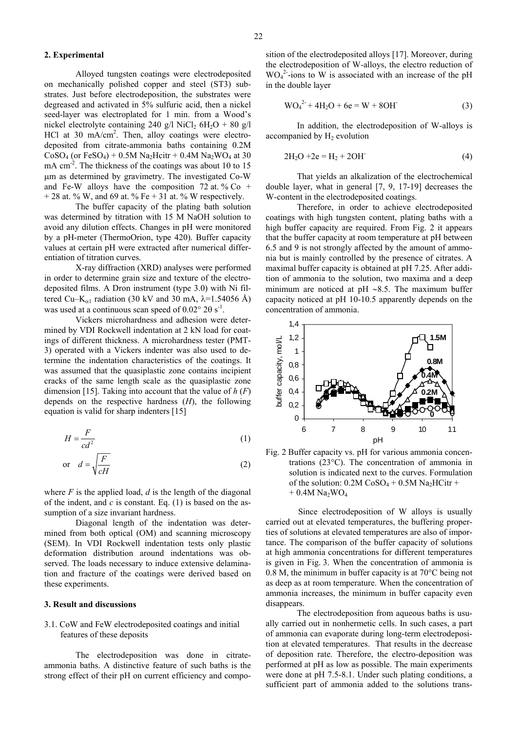## 2. Experimental

Alloyed tungsten coatings were electrodeposited on mechanically polished copper and steel (ST3) substrates. Just before electrodeposition, the substrates were degreased and activated in 5% sulfuric acid, then a nickel seed-layer was electroplated for 1 min. from a Wood's nickel electrolyte containing 240 g/l $NiCl_2$ $6H_2O$ + 80 g/l HCl at 30 mA/cm$^2$. Then, alloy coatings were electrodeposited from citrate-ammonia baths containing 0.2M $CoSO_4$ (or $FeSO_4$) + 0.5M $Na_2Hcitr$ + 0.4M $Na_2WO_4$ at 30 mA cm$^{-2}$. The thickness of the coatings was about 10 to 15 μm as determined by gravimetry. The investigated Co-W and Fe-W alloys have the composition 72 at. % Co + + 28 at. % W, and 69 at. % Fe + 31 at. % W respectively.

The buffer capacity of the plating bath solution was determined by titration with 15 M NaOH solution to avoid any dilution effects. Changes in pH were monitored by a pH-meter (ThermoOrion, type 420). Buffer capacity values at certain pH were extracted after numerical differentiation of titration curves.

X-ray diffraction (XRD) analyses were performed in order to determine grain size and texture of the electrodeposited films. A Dron instrument (type 3.0) with Ni filtered Cu–$K_{\alpha 1}$ radiation (30 kV and 30 mA, λ=1.54056 Å) was used at a continuous scan speed of 0.02° 2θ s$^{-1}$.

Vickers microhardness and adhesion were determined by VDI Rockwell indentation at 2 kN load for coatings of different thickness. A microhardness tester (PMT-3) operated with a Vickers indenter was also used to determine the indentation characteristics of the coatings. It was assumed that the quasiplastic zone contains incipient cracks of the same length scale as the quasiplastic zone dimension [15]. Taking into account that the value of $h$ ($F$) depends on the respective hardness ($H$), the following equation is valid for sharp indenters [15]

$$H = \frac{F}{cd^2} \tag{1}$$

or $$d = \sqrt{\frac{F}{cH}} \tag{2}$$

where $F$ is the applied load, $d$ is the length of the diagonal of the indent, and $c$ is constant. Eq. (1) is based on the assumption of a size invariant hardness.

Diagonal length of the indentation was determined from both optical (OM) and scanning microscopy (SEM). In VDI Rockwell indentation tests only plastic deformation distribution around indentations was observed. The loads necessary to induce extensive delamination and fracture of the coatings were derived based on these experiments.

## 3. Result and discussions

### 3.1. CoW and FeW electrodeposited coatings and initial features of these deposits

The electrodeposition was done in citrate-ammonia baths. A distinctive feature of such baths is the strong effect of their pH on current efficiency and composition of the electrodeposited alloys [17]. Moreover, during the electrodeposition of W-alloys, the electro reduction of $WO_4^{2-}$-ions to W is associated with an increase of the pH in the double layer

$$WO_4^{2-} + 4H_2O + 6e = W + 8OH^- \tag{3}$$

In addition, the electrodeposition of W-alloys is accompanied by $H_2$ evolution

$$2H_2O + 2e = H_2 + 2OH^- \tag{4}$$

That yields an alkalization of the electrochemical double layer, what in general [7, 9, 17-19] decreases the W-content in the electrodeposited coatings.

Therefore, in order to achieve electrodeposited coatings with high tungsten content, plating baths with a high buffer capacity are required. From Fig. 2 it appears that the buffer capacity at room temperature at pH between 6.5 and 9 is not strongly affected by the amount of ammonia but is mainly controlled by the presence of citrates. A maximal buffer capacity is obtained at pH 7.25. After addition of ammonia to the solution, two maxima and a deep minimum are noticed at pH ~8.5. The maximum buffer capacity noticed at pH 10-10.5 apparently depends on the concentration of ammonia.

Fig. 2 Buffer capacity vs. pH for various ammonia concentrations (23°C). The concentration of ammonia in solution is indicated next to the curves. Formulation of the solution: 0.2M $CoSO_4$ + 0.5M $Na_2HCitr$ + + 0.4M $Na_2WO_4$

Since electrodeposition of W alloys is usually carried out at elevated temperatures, the buffering properties of solutions at elevated temperatures are also of importance. The comparison of the buffer capacity of solutions at high ammonia concentrations for different temperatures is given in Fig. 3. When the concentration of ammonia is 0.8 M, the minimum in buffer capacity is at 70°C being not as deep as at room temperature. When the concentration of ammonia increases, the minimum in buffer capacity even disappears.

The electrodeposition from aqueous baths is usually carried out in nonhermetic cells. In such cases, a part of ammonia can evaporate during long-term electrodeposition at elevated temperatures. That results in the decrease of deposition rate. Therefore, the electro-deposition was performed at pH as low as possible. The main experiments were done at pH 7.5-8.1. Under such plating conditions, a sufficient part of ammonia added to the solutions trans-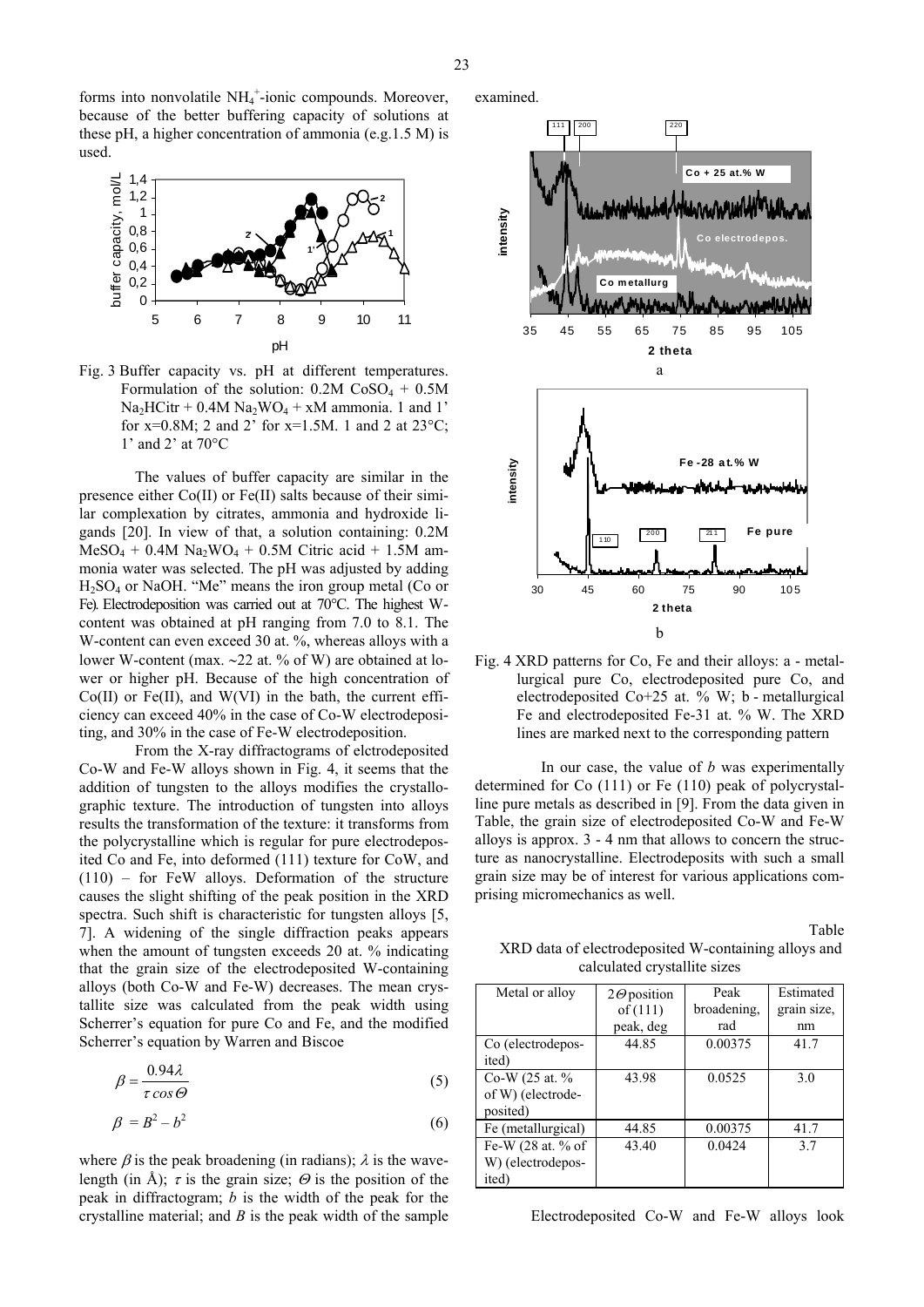forms into nonvolatile $NH_4^+$-ionic compounds. Moreover, because of the better buffering capacity of solutions at these pH, a higher concentration of ammonia (e.g.1.5 M) is used.

Fig. 3 Buffer capacity vs. pH at different temperatures. Formulation of the solution: 0.2M $CoSO_4$ + 0.5M $Na_2HCitr$ + 0.4M $Na_2WO_4$ + xM ammonia. 1 and 1' for x=0.8M; 2 and 2' for x=1.5M. 1 and 2 at 23°C; 1' and 2' at 70°C

The values of buffer capacity are similar in the presence either Co(II) or Fe(II) salts because of their similar complexation by citrates, ammonia and hydroxide ligands [20]. In view of that, a solution containing: 0.2M $MeSO_4$ + 0.4M $Na_2WO_4$ + 0.5M Citric acid + 1.5M ammonia water was selected. The pH was adjusted by adding $H_2SO_4$ or NaOH. "Me" means the iron group metal (Co or Fe). Electrodeposition was carried out at 70°C. The highest W-content was obtained at pH ranging from 7.0 to 8.1. The W-content can even exceed 30 at. %, whereas alloys with a lower W-content (max. ~22 at. % of W) are obtained at lower or higher pH. Because of the high concentration of Co(II) or Fe(II), and W(VI) in the bath, the current efficiency can exceed 40% in the case of Co-W electrodepositing, and 30% in the case of Fe-W electrodeposition.

From the X-ray diffractograms of elctrodeposited Co-W and Fe-W alloys shown in Fig. 4, it seems that the addition of tungsten to the alloys modifies the crystallographic texture. The introduction of tungsten into alloys results the transformation of the texture: it transforms from the polycrystalline which is regular for pure electrodeposited Co and Fe, into deformed (111) texture for CoW, and (110) – for FeW alloys. Deformation of the structure causes the slight shifting of the peak position in the XRD spectra. Such shift is characteristic for tungsten alloys [5, 7]. A widening of the single diffraction peaks appears when the amount of tungsten exceeds 20 at. % indicating that the grain size of the electrodeposited W-containing alloys (both Co-W and Fe-W) decreases. The mean crystallite size was calculated from the peak width using Scherrer's equation for pure Co and Fe, and the modified Scherrer's equation by Warren and Biscoe

$$\beta = \frac{0.94\lambda}{\tau \cos\Theta} \tag{5}$$

$$\beta = B^2 - b^2 \tag{6}$$

where $\beta$ is the peak broadening (in radians); $\lambda$ is the wavelength (in Å); $\tau$ is the grain size; $\Theta$ is the position of the peak in diffractogram; $b$ is the width of the peak for the crystalline material; and $B$ is the peak width of the sample examined.

Fig. 4 XRD patterns for Co, Fe and their alloys: a - metallurgical pure Co, electrodeposited pure Co, and electrodeposited Co+25 at. % W; b - metallurgical Fe and electrodeposited Fe-31 at. % W. The XRD lines are marked next to the corresponding pattern

In our case, the value of $b$ was experimentally determined for Co (111) or Fe (110) peak of polycrystalline pure metals as described in [9]. From the data given in Table, the grain size of electrodeposited Co-W and Fe-W alloys is approx. 3 - 4 nm that allows to concern the structure as nanocrystalline. Electrodeposits with such a small grain size may be of interest for various applications comprising micromechanics as well.

Table

XRD data of electrodeposited W-containing alloys and calculated crystallite sizes

| Metal or alloy | $2\Theta$ position of (111) peak, deg | Peak broadening, rad | Estimated grain size, nm |
|---|---|---|---|
| Co (electrodeposited) | 44.85 | 0.00375 | 41.7 |
| Co-W (25 at. % of W) (electrodeposited) | 43.98 | 0.0525 | 3.0 |
| Fe (metallurgical) | 44.85 | 0.00375 | 41.7 |
| Fe-W (28 at. % of W) (electrodeposited) | 43.40 | 0.0424 | 3.7 |

Electrodeposited Co-W and Fe-W alloys look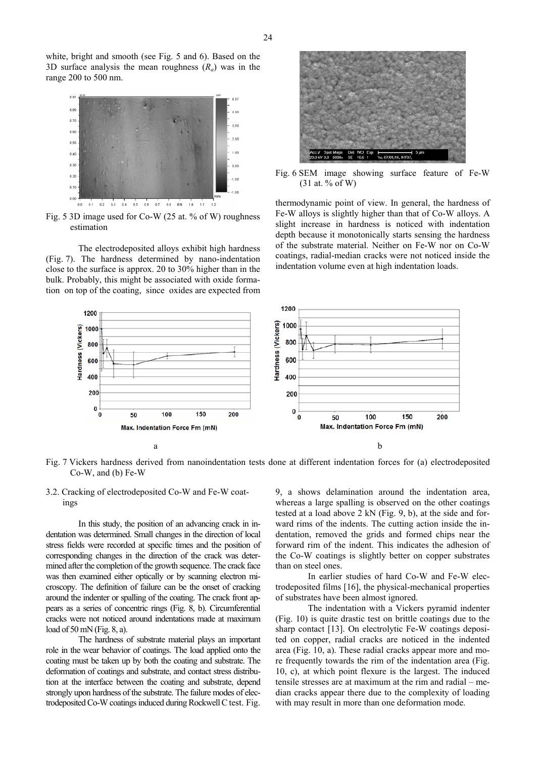white, bright and smooth (see Fig. 5 and 6). Based on the 3D surface analysis the mean roughness ($R_a$) was in the range 200 to 500 nm.

Fig. 5 3D image used for Co-W (25 at. % of W) roughness estimation

The electrodeposited alloys exhibit high hardness (Fig. 7). The hardness determined by nano-indentation close to the surface is approx. 20 to 30% higher than in the bulk. Probably, this might be associated with oxide formation on top of the coating, since oxides are expected from thermodynamic point of view. In general, the hardness of Fe-W alloys is slightly higher than that of Co-W alloys. A slight increase in hardness is noticed with indentation depth because it monotonically starts sensing the hardness of the substrate material. Neither on Fe-W nor on Co-W coatings, radial-median cracks were not noticed inside the indentation volume even at high indentation loads.

Fig. 6 SEM image showing surface feature of Fe-W (31 at. % of W)

Fig. 7 Vickers hardness derived from nanoindentation tests done at different indentation forces for (a) electrodeposited Co-W, and (b) Fe-W

## 3.2. Cracking of electrodeposited Co-W and Fe-W coatings

In this study, the position of an advancing crack in indentation was determined. Small changes in the direction of local stress fields were recorded at specific times and the position of corresponding changes in the direction of the crack was determined after the completion of the growth sequence. The crack face was then examined either optically or by scanning electron microscopy. The definition of failure can be the onset of cracking around the indenter or spalling of the coating. The crack front appears as a series of concentric rings (Fig. 8, b). Circumferential cracks were not noticed around indentations made at maximum load of 50 mN (Fig. 8, a).

The hardness of substrate material plays an important role in the wear behavior of coatings. The load applied onto the coating must be taken up by both the coating and substrate. The deformation of coatings and substrate, and contact stress distribution at the interface between the coating and substrate, depend strongly upon hardness of the substrate. The failure modes of electrodeposited Co-W coatings induced during Rockwell C test. Fig. 9, a shows delamination around the indentation area, whereas a large spalling is observed on the other coatings tested at a load above 2 kN (Fig. 9, b), at the side and forward rims of the indents. The cutting action inside the indentation, removed the grids and formed chips near the forward rim of the indent. This indicates the adhesion of the Co-W coatings is slightly better on copper substrates than on steel ones.

In earlier studies of hard Co-W and Fe-W electrodeposited films [16], the physical-mechanical properties of substrates have been almost ignored.

The indentation with a Vickers pyramid indenter (Fig. 10) is quite drastic test on brittle coatings due to the sharp contact [13]. On electrolytic Fe-W coatings deposited on copper, radial cracks are noticed in the indented area (Fig. 10, a). These radial cracks appear more and more frequently towards the rim of the indentation area (Fig. 10, c), at which point flexure is the largest. The induced tensile stresses are at maximum at the rim and radial – median cracks appear there due to the complexity of loading with may result in more than one deformation mode.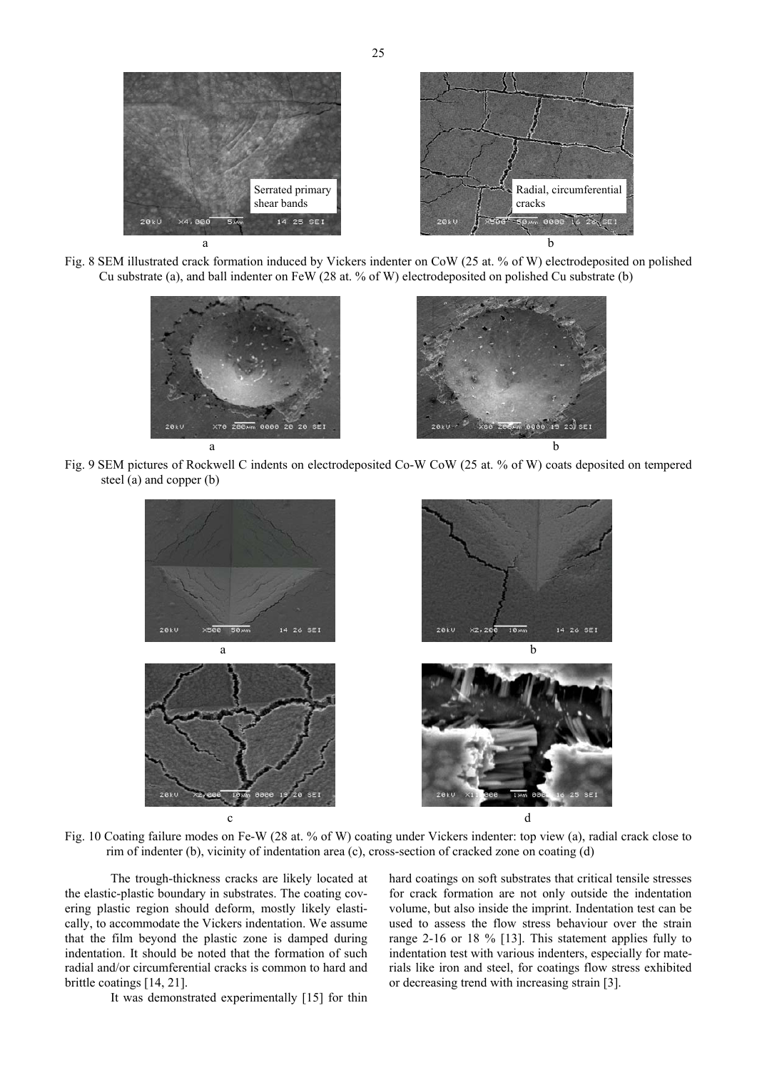Fig. 8 SEM illustrated crack formation induced by Vickers indenter on CoW (25 at. % of W) electrodeposited on polished Cu substrate (a), and ball indenter on FeW (28 at. % of W) electrodeposited on polished Cu substrate (b)

Fig. 9 SEM pictures of Rockwell C indents on electrodeposited Co-W CoW (25 at. % of W) coats deposited on tempered steel (a) and copper (b)

Fig. 10 Coating failure modes on Fe-W (28 at. % of W) coating under Vickers indenter: top view (a), radial crack close to rim of indenter (b), vicinity of indentation area (c), cross-section of cracked zone on coating (d)

The trough-thickness cracks are likely located at the elastic-plastic boundary in substrates. The coating covering plastic region should deform, mostly likely elastically, to accommodate the Vickers indentation. We assume that the film beyond the plastic zone is damped during indentation. It should be noted that the formation of such radial and/or circumferential cracks is common to hard and brittle coatings [14, 21].

It was demonstrated experimentally [15] for thin hard coatings on soft substrates that critical tensile stresses for crack formation are not only outside the indentation volume, but also inside the imprint. Indentation test can be used to assess the flow stress behaviour over the strain range 2-16 or 18 % [13]. This statement applies fully to indentation test with various indenters, especially for materials like iron and steel, for coatings flow stress exhibited or decreasing trend with increasing strain [3].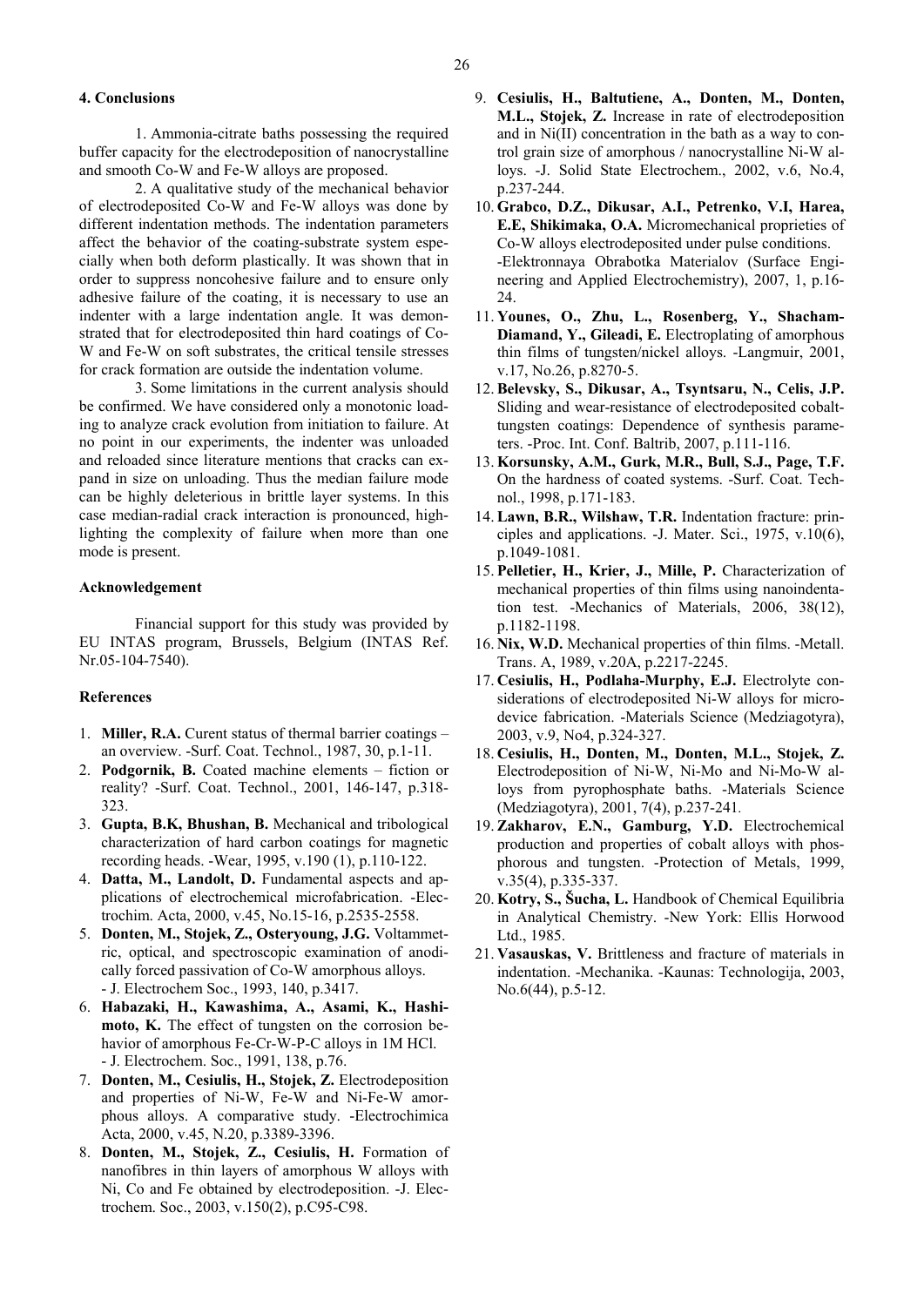## 4. Conclusions

1. Ammonia-citrate baths possessing the required buffer capacity for the electrodeposition of nanocrystalline and smooth Co-W and Fe-W alloys are proposed.

2. A qualitative study of the mechanical behavior of electrodeposited Co-W and Fe-W alloys was done by different indentation methods. The indentation parameters affect the behavior of the coating-substrate system especially when both deform plastically. It was shown that in order to suppress noncohesive failure and to ensure only adhesive failure of the coating, it is necessary to use an indenter with a large indentation angle. It was demonstrated that for electrodeposited thin hard coatings of Co-W and Fe-W on soft substrates, the critical tensile stresses for crack formation are outside the indentation volume.

3. Some limitations in the current analysis should be confirmed. We have considered only a monotonic loading to analyze crack evolution from initiation to failure. At no point in our experiments, the indenter was unloaded and reloaded since literature mentions that cracks can expand in size on unloading. Thus the median failure mode can be highly deleterious in brittle layer systems. In this case median-radial crack interaction is pronounced, highlighting the complexity of failure when more than one mode is present.

## Acknowledgement

Financial support for this study was provided by EU INTAS program, Brussels, Belgium (INTAS Ref. Nr.05-104-7540).

## References

1. **Miller, R.A.** Curent status of thermal barrier coatings – an overview. -Surf. Coat. Technol., 1987, 30, p.1-11.
2. **Podgornik, B.** Coated machine elements – fiction or reality? -Surf. Coat. Technol., 2001, 146-147, p.318-323.
3. **Gupta, B.K, Bhushan, B.** Mechanical and tribological characterization of hard carbon coatings for magnetic recording heads. -Wear, 1995, v.190 (1), p.110-122.
4. **Datta, M., Landolt, D.** Fundamental aspects and applications of electrochemical microfabrication. -Electrochim. Acta, 2000, v.45, No.15-16, p.2535-2558.
5. **Donten, M., Stojek, Z., Osteryoung, J.G.** Voltammetric, optical, and spectroscopic examination of anodically forced passivation of Co-W amorphous alloys. - J. Electrochem Soc., 1993, 140, p.3417.
6. **Habazaki, H., Kawashima, A., Asami, K., Hashimoto, K.** The effect of tungsten on the corrosion behavior of amorphous Fe-Cr-W-P-C alloys in 1M HCl. - J. Electrochem. Soc., 1991, 138, p.76.
7. **Donten, M., Cesiulis, H., Stojek, Z.** Electrodeposition and properties of Ni-W, Fe-W and Ni-Fe-W amorphous alloys. A comparative study. -Electrochimica Acta, 2000, v.45, N.20, p.3389-3396.
8. **Donten, M., Stojek, Z., Cesiulis, H.** Formation of nanofibres in thin layers of amorphous W alloys with Ni, Co and Fe obtained by electrodeposition. -J. Electrochem. Soc., 2003, v.150(2), p.C95-C98.
9. **Cesiulis, H., Baltutiene, A., Donten, M., Donten, M.L., Stojek, Z.** Increase in rate of electrodeposition and in Ni(II) concentration in the bath as a way to control grain size of amorphous / nanocrystalline Ni-W alloys. -J. Solid State Electrochem., 2002, v.6, No.4, p.237-244.
10. **Grabco, D.Z., Dikusar, A.I., Petrenko, V.I, Harea, E.E, Shikimaka, O.A.** Micromechanical proprieties of Co-W alloys electrodeposited under pulse conditions. -Elektronnaya Obrabotka Materialov (Surface Engineering and Applied Electrochemistry), 2007, 1, p.16-24.
11. **Younes, O., Zhu, L., Rosenberg, Y., Shacham-Diamand, Y., Gileadi, E.** Electroplating of amorphous thin films of tungsten/nickel alloys. -Langmuir, 2001, v.17, No.26, p.8270-5.
12. **Belevsky, S., Dikusar, A., Tsyntsaru, N., Celis, J.P.** Sliding and wear-resistance of electrodeposited cobalt-tungsten coatings: Dependence of synthesis parameters. -Proc. Int. Conf. Baltrib, 2007, p.111-116.
13. **Korsunsky, A.M., Gurk, M.R., Bull, S.J., Page, T.F.** On the hardness of coated systems. -Surf. Coat. Technol., 1998, p.171-183.
14. **Lawn, B.R., Wilshaw, T.R.** Indentation fracture: principles and applications. -J. Mater. Sci., 1975, v.10(6), p.1049-1081.
15. **Pelletier, H., Krier, J., Mille, P.** Characterization of mechanical properties of thin films using nanoindentation test. -Mechanics of Materials, 2006, 38(12), p.1182-1198.
16. **Nix, W.D.** Mechanical properties of thin films. -Metall. Trans. A, 1989, v.20A, p.2217-2245.
17. **Cesiulis, H., Podlaha-Murphy, E.J.** Electrolyte considerations of electrodeposited Ni-W alloys for microdevice fabrication. -Materials Science (Medziagotyra), 2003, v.9, No4, p.324-327.
18. **Cesiulis, H., Donten, M., Donten, M.L., Stojek, Z.** Electrodeposition of Ni-W, Ni-Mo and Ni-Mo-W alloys from pyrophosphate baths. -Materials Science (Medziagotyra), 2001, 7(4), p.237-241.
19. **Zakharov, E.N., Gamburg, Y.D.** Electrochemical production and properties of cobalt alloys with phosphorous and tungsten. -Protection of Metals, 1999, v.35(4), p.335-337.
20. **Kotry, S., Šucha, L.** Handbook of Chemical Equilibria in Analytical Chemistry. -New York: Ellis Horwood Ltd., 1985.
21. **Vasauskas, V.** Brittleness and fracture of materials in indentation. -Mechanika. -Kaunas: Technologija, 2003, No.6(44), p.5-12.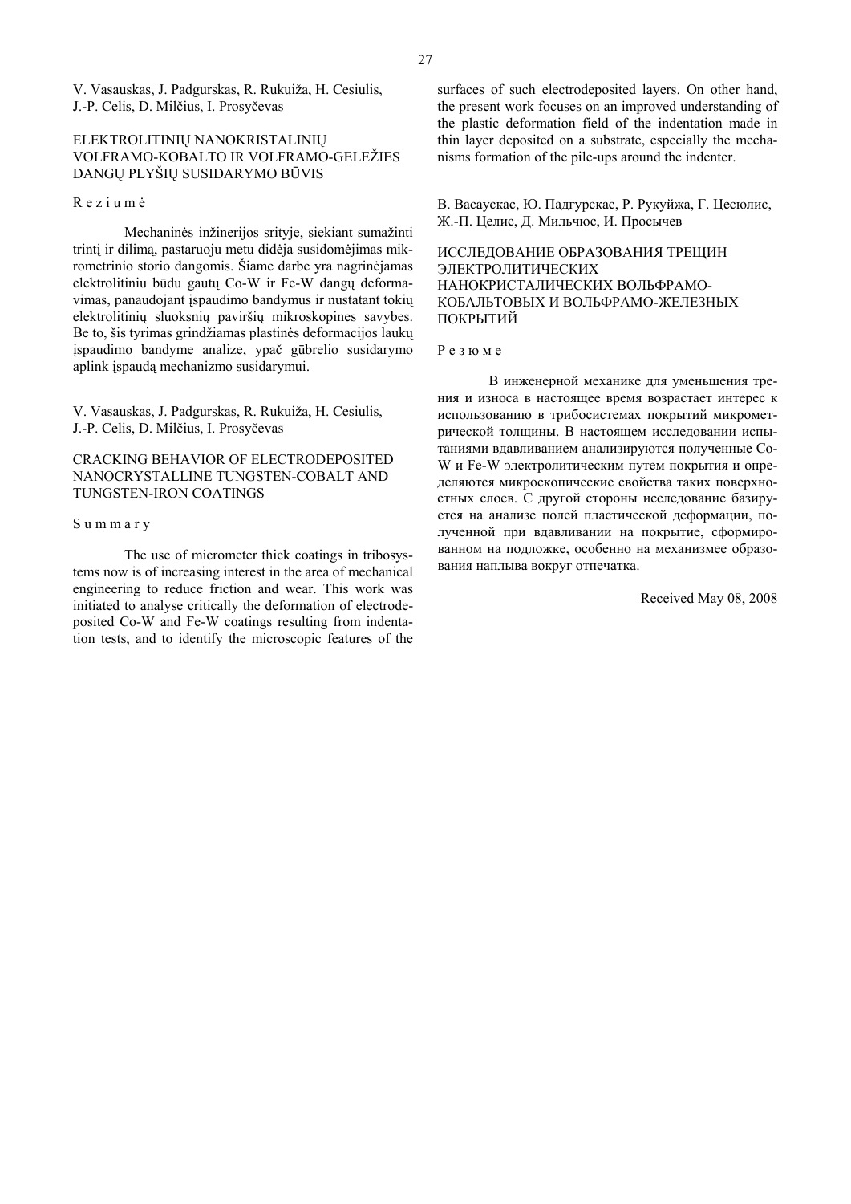V. Vasauskas, J. Padgurskas, R. Rukuiža, H. Cesiulis, J.-P. Celis, D. Milčius, I. Prosyčevas

ELEKTROLITINIŲ NANOKRISTALINIŲ VOLFRAMO-KOBALTO IR VOLFRAMO-GELEŽIES DANGŲ PLYŠIŲ SUSIDARYMO BŪVIS

R e z i u m ė

Mechaninės inžinerijos srityje, siekiant sumažinti trintį ir dilimą, pastaruoju metu didėja susidomėjimas mikrometrinio storio dangomis. Šiame darbe yra nagrinėjamas elektrolitiniu būdu gautų Co-W ir Fe-W dangų deformavimas, panaudojant įspaudimo bandymus ir nustatant tokių elektrolitinių sluoksnių paviršių mikroskopines savybes. Be to, šis tyrimas grindžiamas plastinės deformacijos laukų įspaudimo bandyme analize, ypač gūbrelio susidarymo aplink įspaudą mechanizmo susidarymui.

V. Vasauskas, J. Padgurskas, R. Rukuiža, H. Cesiulis, J.-P. Celis, D. Milčius, I. Prosyčevas

CRACKING BEHAVIOR OF ELECTRODEPOSITED NANOCRYSTALLINE TUNGSTEN-COBALT AND TUNGSTEN-IRON COATINGS

S u m m a r y

The use of micrometer thick coatings in tribosystems now is of increasing interest in the area of mechanical engineering to reduce friction and wear. This work was initiated to analyse critically the deformation of electrodeposited Co-W and Fe-W coatings resulting from indentation tests, and to identify the microscopic features of the surfaces of such electrodeposited layers. On other hand, the present work focuses on an improved understanding of the plastic deformation field of the indentation made in thin layer deposited on a substrate, especially the mechanisms formation of the pile-ups around the indenter.

В. Васаускас, Ю. Падгурскас, Р. Рукуйжа, Г. Цесюлис, Ж.-П. Целис, Д. Мильчюс, И. Просычев

ИССЛЕДОВАНИЕ ОБРАЗОВАНИЯ ТРЕЩИН ЭЛЕКТРОЛИТИЧЕСКИХ НАНОКРИСТАЛИЧЕСКИХ ВОЛЬФРАМО-КОБАЛЬТОВЫХ И ВОЛЬФРАМО-ЖЕЛЕЗНЫХ ПОКРЫТИЙ

Р е з ю м е

В инженерной механике для уменьшения трения и износа в настоящее время возрастает интерес к использованию в трибосистемах покрытий микрометрической толщины. В настоящем исследовании испытаниями вдавливанием анализируются полученные Co-W и Fe-W электролитическим путем покрытия и определяются микроскопические свойства таких поверхностных слоев. С другой стороны исследование базируется на анализе полей пластической деформации, полученной при вдавливании на покрытие, сформированном на подложке, особенно на механизмее образования наплыва вокруг отпечатка.

Received May 08, 2008